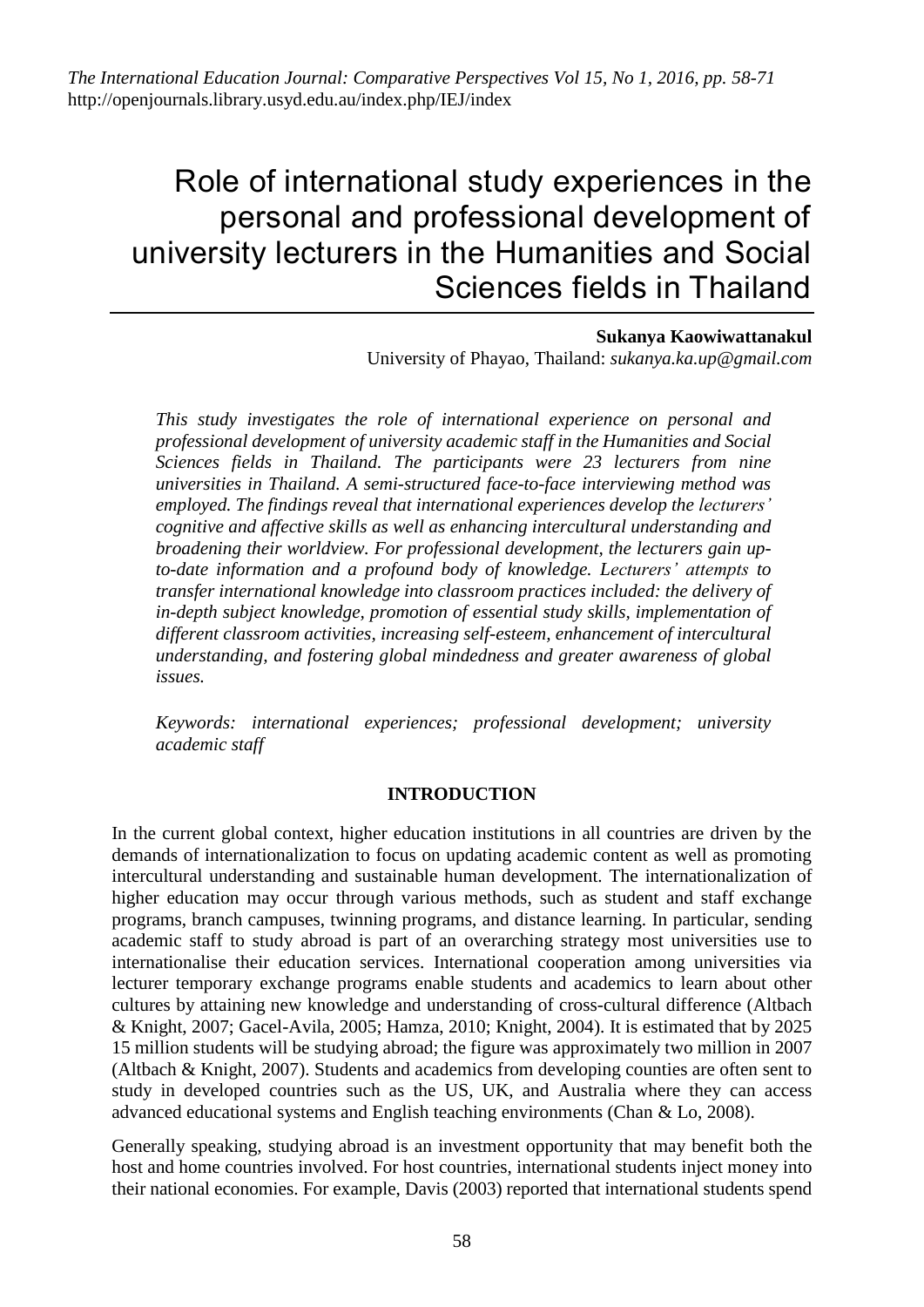# Role of international study experiences in the personal and professional development of university lecturers in the Humanities and Social Sciences fields in Thailand

**Sukanya Kaowiwattanakul**

University of Phayao, Thailand: *sukanya.ka.up@gmail.com*

*This study investigates the role of international experience on personal and professional development of university academic staff in the Humanities and Social Sciences fields in Thailand. The participants were 23 lecturers from nine universities in Thailand. A semi-structured face-to-face interviewing method was employed. The findings reveal that international experiences develop the lecturers' cognitive and affective skills as well as enhancing intercultural understanding and broadening their worldview. For professional development, the lecturers gain up-to-date information and a profound body of knowledge. Lecturers' attempts to transfer international knowledge into classroom practices included: the delivery of in-depth subject knowledge, promotion of essential study skills, implementation of different classroom activities, increasing self-esteem, enhancement of intercultural understanding, and fostering global mindedness and greater awareness of global issues.*

*Keywords: international experiences; professional development; university academic staff*

## INTRODUCTION

In the current global context, higher education institutions in all countries are driven by the demands of internationalization to focus on updating academic content as well as promoting intercultural understanding and sustainable human development. The internationalization of higher education may occur through various methods, such as student and staff exchange programs, branch campuses, twinning programs, and distance learning. In particular, sending academic staff to study abroad is part of an overarching strategy most universities use to internationalise their education services. International cooperation among universities via lecturer temporary exchange programs enable students and academics to learn about other cultures by attaining new knowledge and understanding of cross-cultural difference (Altbach & Knight, 2007; Gacel-Avila, 2005; Hamza, 2010; Knight, 2004). It is estimated that by 2025 15 million students will be studying abroad; the figure was approximately two million in 2007 (Altbach & Knight, 2007). Students and academics from developing counties are often sent to study in developed countries such as the US, UK, and Australia where they can access advanced educational systems and English teaching environments (Chan & Lo, 2008).

Generally speaking, studying abroad is an investment opportunity that may benefit both the host and home countries involved. For host countries, international students inject money into their national economies. For example, Davis (2003) reported that international students spend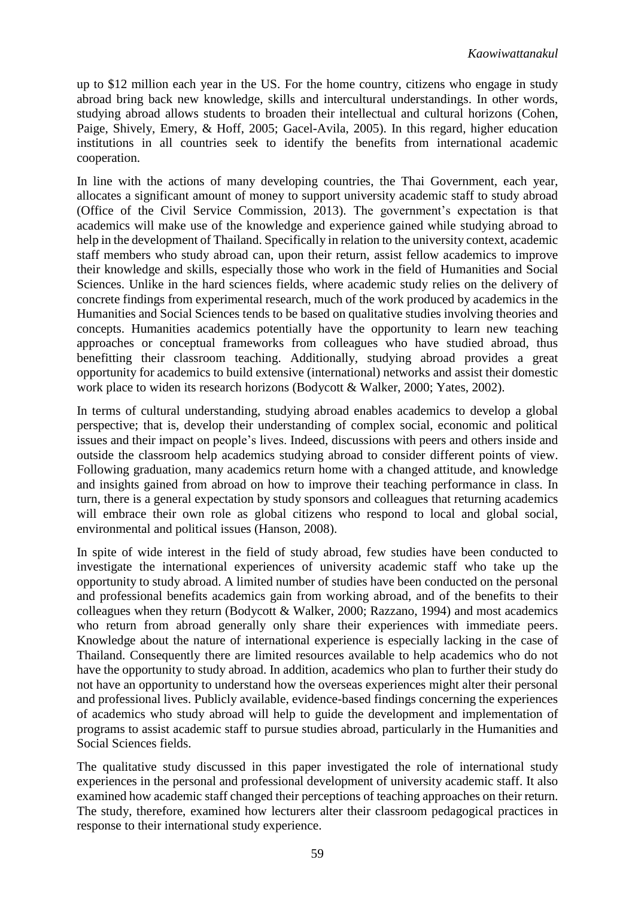up to $12 million each year in the US. For the home country, citizens who engage in study abroad bring back new knowledge, skills and intercultural understandings. In other words, studying abroad allows students to broaden their intellectual and cultural horizons (Cohen, Paige, Shively, Emery, & Hoff, 2005; Gacel-Avila, 2005). In this regard, higher education institutions in all countries seek to identify the benefits from international academic cooperation.

In line with the actions of many developing countries, the Thai Government, each year, allocates a significant amount of money to support university academic staff to study abroad (Office of the Civil Service Commission, 2013). The government's expectation is that academics will make use of the knowledge and experience gained while studying abroad to help in the development of Thailand. Specifically in relation to the university context, academic staff members who study abroad can, upon their return, assist fellow academics to improve their knowledge and skills, especially those who work in the field of Humanities and Social Sciences. Unlike in the hard sciences fields, where academic study relies on the delivery of concrete findings from experimental research, much of the work produced by academics in the Humanities and Social Sciences tends to be based on qualitative studies involving theories and concepts. Humanities academics potentially have the opportunity to learn new teaching approaches or conceptual frameworks from colleagues who have studied abroad, thus benefitting their classroom teaching. Additionally, studying abroad provides a great opportunity for academics to build extensive (international) networks and assist their domestic work place to widen its research horizons (Bodycott & Walker, 2000; Yates, 2002).

In terms of cultural understanding, studying abroad enables academics to develop a global perspective; that is, develop their understanding of complex social, economic and political issues and their impact on people's lives. Indeed, discussions with peers and others inside and outside the classroom help academics studying abroad to consider different points of view. Following graduation, many academics return home with a changed attitude, and knowledge and insights gained from abroad on how to improve their teaching performance in class. In turn, there is a general expectation by study sponsors and colleagues that returning academics will embrace their own role as global citizens who respond to local and global social, environmental and political issues (Hanson, 2008).

In spite of wide interest in the field of study abroad, few studies have been conducted to investigate the international experiences of university academic staff who take up the opportunity to study abroad. A limited number of studies have been conducted on the personal and professional benefits academics gain from working abroad, and of the benefits to their colleagues when they return (Bodycott & Walker, 2000; Razzano, 1994) and most academics who return from abroad generally only share their experiences with immediate peers. Knowledge about the nature of international experience is especially lacking in the case of Thailand. Consequently there are limited resources available to help academics who do not have the opportunity to study abroad. In addition, academics who plan to further their study do not have an opportunity to understand how the overseas experiences might alter their personal and professional lives. Publicly available, evidence-based findings concerning the experiences of academics who study abroad will help to guide the development and implementation of programs to assist academic staff to pursue studies abroad, particularly in the Humanities and Social Sciences fields.

The qualitative study discussed in this paper investigated the role of international study experiences in the personal and professional development of university academic staff. It also examined how academic staff changed their perceptions of teaching approaches on their return. The study, therefore, examined how lecturers alter their classroom pedagogical practices in response to their international study experience.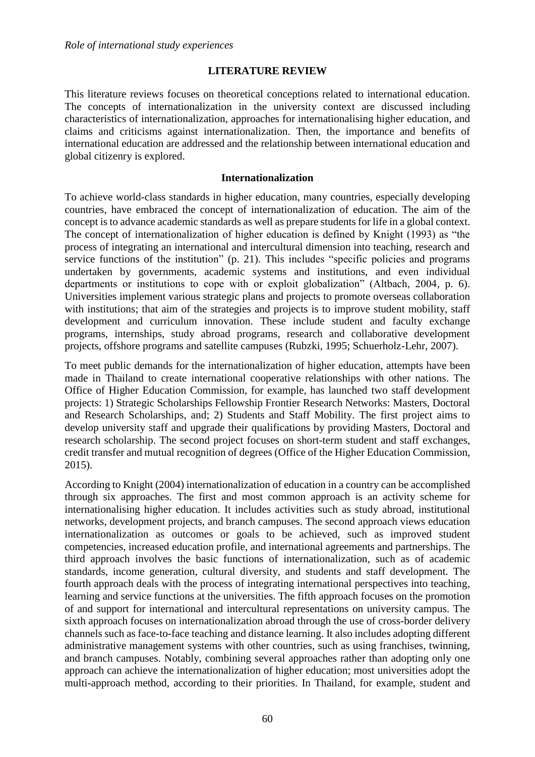## LITERATURE REVIEW

This literature reviews focuses on theoretical conceptions related to international education. The concepts of internationalization in the university context are discussed including characteristics of internationalization, approaches for internationalising higher education, and claims and criticisms against internationalization. Then, the importance and benefits of international education are addressed and the relationship between international education and global citizenry is explored.

### Internationalization

To achieve world-class standards in higher education, many countries, especially developing countries, have embraced the concept of internationalization of education. The aim of the concept is to advance academic standards as well as prepare students for life in a global context. The concept of internationalization of higher education is defined by Knight (1993) as "the process of integrating an international and intercultural dimension into teaching, research and service functions of the institution" (p. 21). This includes "specific policies and programs undertaken by governments, academic systems and institutions, and even individual departments or institutions to cope with or exploit globalization" (Altbach, 2004, p. 6). Universities implement various strategic plans and projects to promote overseas collaboration with institutions; that aim of the strategies and projects is to improve student mobility, staff development and curriculum innovation. These include student and faculty exchange programs, internships, study abroad programs, research and collaborative development projects, offshore programs and satellite campuses (Rubzki, 1995; Schuerholz-Lehr, 2007).

To meet public demands for the internationalization of higher education, attempts have been made in Thailand to create international cooperative relationships with other nations. The Office of Higher Education Commission, for example, has launched two staff development projects: 1) Strategic Scholarships Fellowship Frontier Research Networks: Masters, Doctoral and Research Scholarships, and; 2) Students and Staff Mobility. The first project aims to develop university staff and upgrade their qualifications by providing Masters, Doctoral and research scholarship. The second project focuses on short-term student and staff exchanges, credit transfer and mutual recognition of degrees (Office of the Higher Education Commission, 2015).

According to Knight (2004) internationalization of education in a country can be accomplished through six approaches. The first and most common approach is an activity scheme for internationalising higher education. It includes activities such as study abroad, institutional networks, development projects, and branch campuses. The second approach views education internationalization as outcomes or goals to be achieved, such as improved student competencies, increased education profile, and international agreements and partnerships. The third approach involves the basic functions of internationalization, such as of academic standards, income generation, cultural diversity, and students and staff development. The fourth approach deals with the process of integrating international perspectives into teaching, learning and service functions at the universities. The fifth approach focuses on the promotion of and support for international and intercultural representations on university campus. The sixth approach focuses on internationalization abroad through the use of cross-border delivery channels such as face-to-face teaching and distance learning. It also includes adopting different administrative management systems with other countries, such as using franchises, twinning, and branch campuses. Notably, combining several approaches rather than adopting only one approach can achieve the internationalization of higher education; most universities adopt the multi-approach method, according to their priorities. In Thailand, for example, student and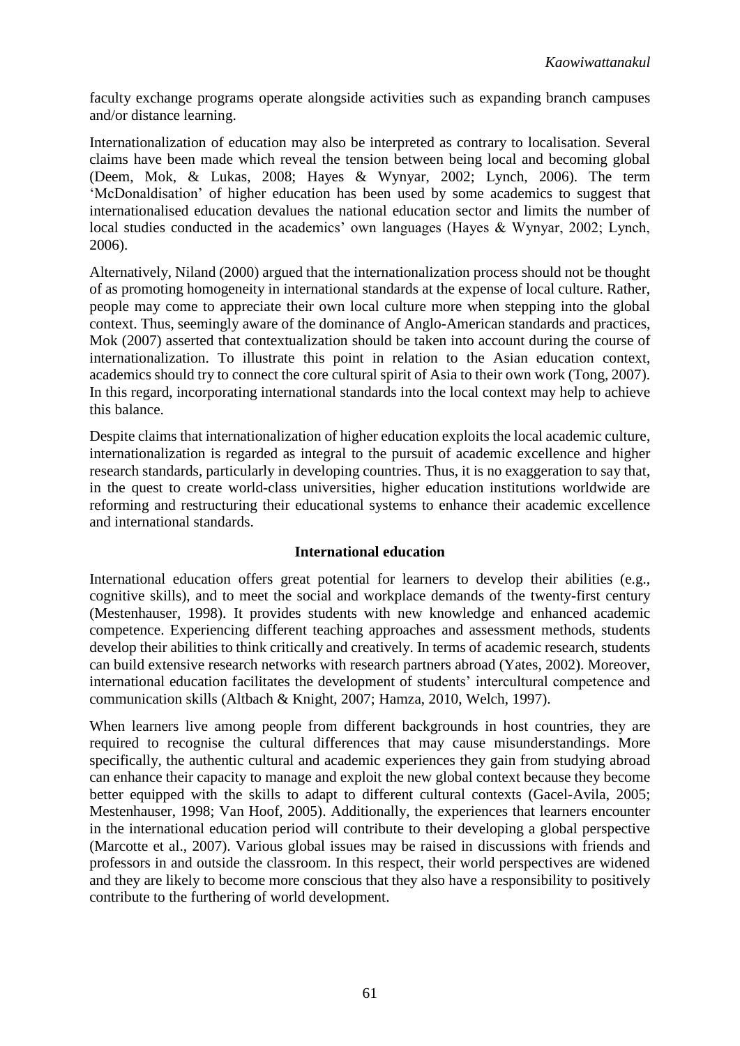faculty exchange programs operate alongside activities such as expanding branch campuses and/or distance learning.

Internationalization of education may also be interpreted as contrary to localisation. Several claims have been made which reveal the tension between being local and becoming global (Deem, Mok, & Lukas, 2008; Hayes & Wynyar, 2002; Lynch, 2006). The term 'McDonaldisation' of higher education has been used by some academics to suggest that internationalised education devalues the national education sector and limits the number of local studies conducted in the academics' own languages (Hayes & Wynyar, 2002; Lynch, 2006).

Alternatively, Niland (2000) argued that the internationalization process should not be thought of as promoting homogeneity in international standards at the expense of local culture. Rather, people may come to appreciate their own local culture more when stepping into the global context. Thus, seemingly aware of the dominance of Anglo-American standards and practices, Mok (2007) asserted that contextualization should be taken into account during the course of internationalization. To illustrate this point in relation to the Asian education context, academics should try to connect the core cultural spirit of Asia to their own work (Tong, 2007). In this regard, incorporating international standards into the local context may help to achieve this balance.

Despite claims that internationalization of higher education exploits the local academic culture, internationalization is regarded as integral to the pursuit of academic excellence and higher research standards, particularly in developing countries. Thus, it is no exaggeration to say that, in the quest to create world-class universities, higher education institutions worldwide are reforming and restructuring their educational systems to enhance their academic excellence and international standards.

## International education

International education offers great potential for learners to develop their abilities (e.g., cognitive skills), and to meet the social and workplace demands of the twenty-first century (Mestenhauser, 1998). It provides students with new knowledge and enhanced academic competence. Experiencing different teaching approaches and assessment methods, students develop their abilities to think critically and creatively. In terms of academic research, students can build extensive research networks with research partners abroad (Yates, 2002). Moreover, international education facilitates the development of students' intercultural competence and communication skills (Altbach & Knight, 2007; Hamza, 2010, Welch, 1997).

When learners live among people from different backgrounds in host countries, they are required to recognise the cultural differences that may cause misunderstandings. More specifically, the authentic cultural and academic experiences they gain from studying abroad can enhance their capacity to manage and exploit the new global context because they become better equipped with the skills to adapt to different cultural contexts (Gacel-Avila, 2005; Mestenhauser, 1998; Van Hoof, 2005). Additionally, the experiences that learners encounter in the international education period will contribute to their developing a global perspective (Marcotte et al., 2007). Various global issues may be raised in discussions with friends and professors in and outside the classroom. In this respect, their world perspectives are widened and they are likely to become more conscious that they also have a responsibility to positively contribute to the furthering of world development.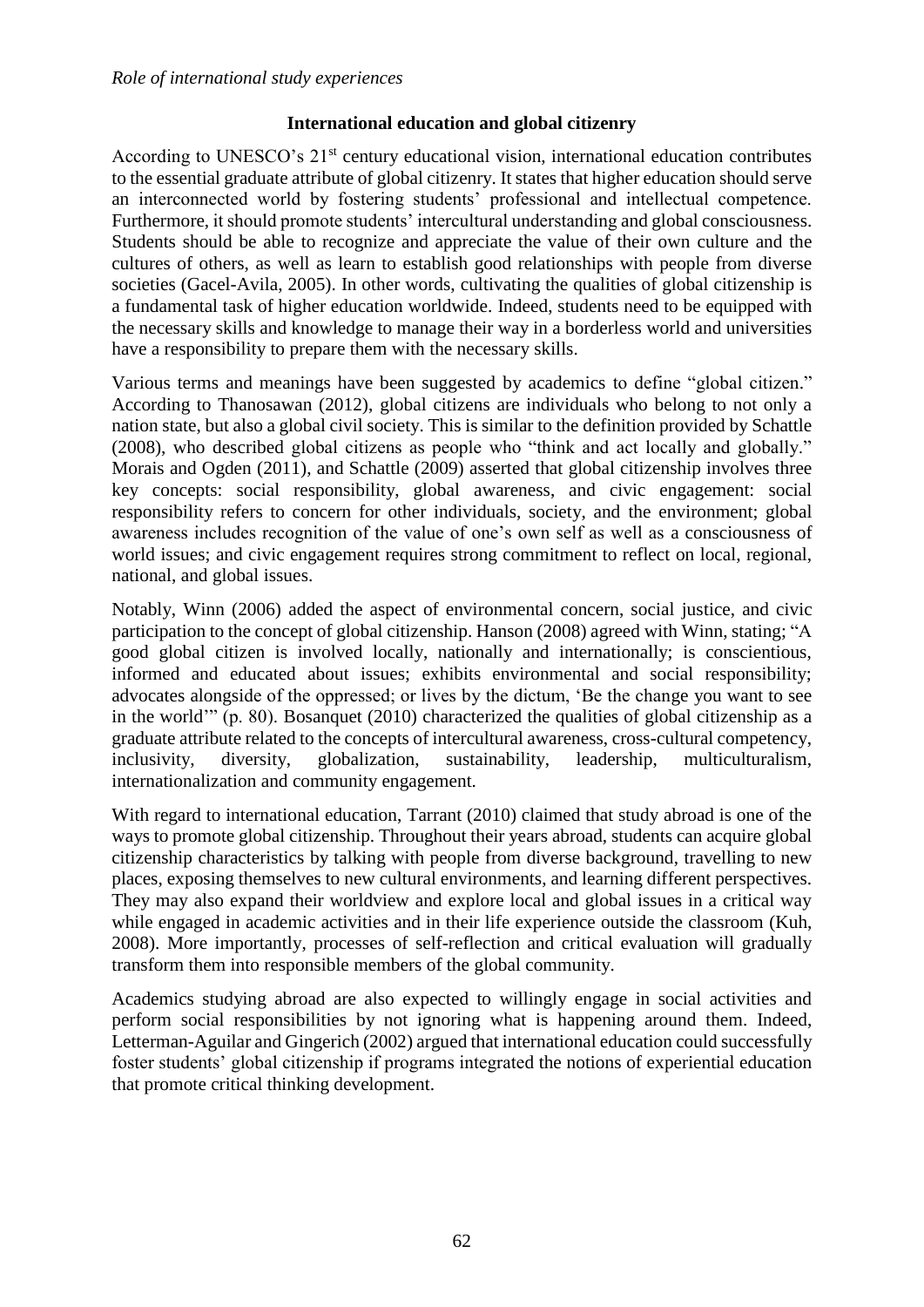### International education and global citizenry

According to UNESCO's 21st century educational vision, international education contributes to the essential graduate attribute of global citizenry. It states that higher education should serve an interconnected world by fostering students' professional and intellectual competence. Furthermore, it should promote students' intercultural understanding and global consciousness. Students should be able to recognize and appreciate the value of their own culture and the cultures of others, as well as learn to establish good relationships with people from diverse societies (Gacel-Avila, 2005). In other words, cultivating the qualities of global citizenship is a fundamental task of higher education worldwide. Indeed, students need to be equipped with the necessary skills and knowledge to manage their way in a borderless world and universities have a responsibility to prepare them with the necessary skills.

Various terms and meanings have been suggested by academics to define "global citizen." According to Thanosawan (2012), global citizens are individuals who belong to not only a nation state, but also a global civil society. This is similar to the definition provided by Schattle (2008), who described global citizens as people who "think and act locally and globally." Morais and Ogden (2011), and Schattle (2009) asserted that global citizenship involves three key concepts: social responsibility, global awareness, and civic engagement: social responsibility refers to concern for other individuals, society, and the environment; global awareness includes recognition of the value of one's own self as well as a consciousness of world issues; and civic engagement requires strong commitment to reflect on local, regional, national, and global issues.

Notably, Winn (2006) added the aspect of environmental concern, social justice, and civic participation to the concept of global citizenship. Hanson (2008) agreed with Winn, stating; "A good global citizen is involved locally, nationally and internationally; is conscientious, informed and educated about issues; exhibits environmental and social responsibility; advocates alongside of the oppressed; or lives by the dictum, 'Be the change you want to see in the world'" (p. 80). Bosanquet (2010) characterized the qualities of global citizenship as a graduate attribute related to the concepts of intercultural awareness, cross-cultural competency, inclusivity, diversity, globalization, sustainability, leadership, multiculturalism, internationalization and community engagement.

With regard to international education, Tarrant (2010) claimed that study abroad is one of the ways to promote global citizenship. Throughout their years abroad, students can acquire global citizenship characteristics by talking with people from diverse background, travelling to new places, exposing themselves to new cultural environments, and learning different perspectives. They may also expand their worldview and explore local and global issues in a critical way while engaged in academic activities and in their life experience outside the classroom (Kuh, 2008). More importantly, processes of self-reflection and critical evaluation will gradually transform them into responsible members of the global community.

Academics studying abroad are also expected to willingly engage in social activities and perform social responsibilities by not ignoring what is happening around them. Indeed, Letterman-Aguilar and Gingerich (2002) argued that international education could successfully foster students' global citizenship if programs integrated the notions of experiential education that promote critical thinking development.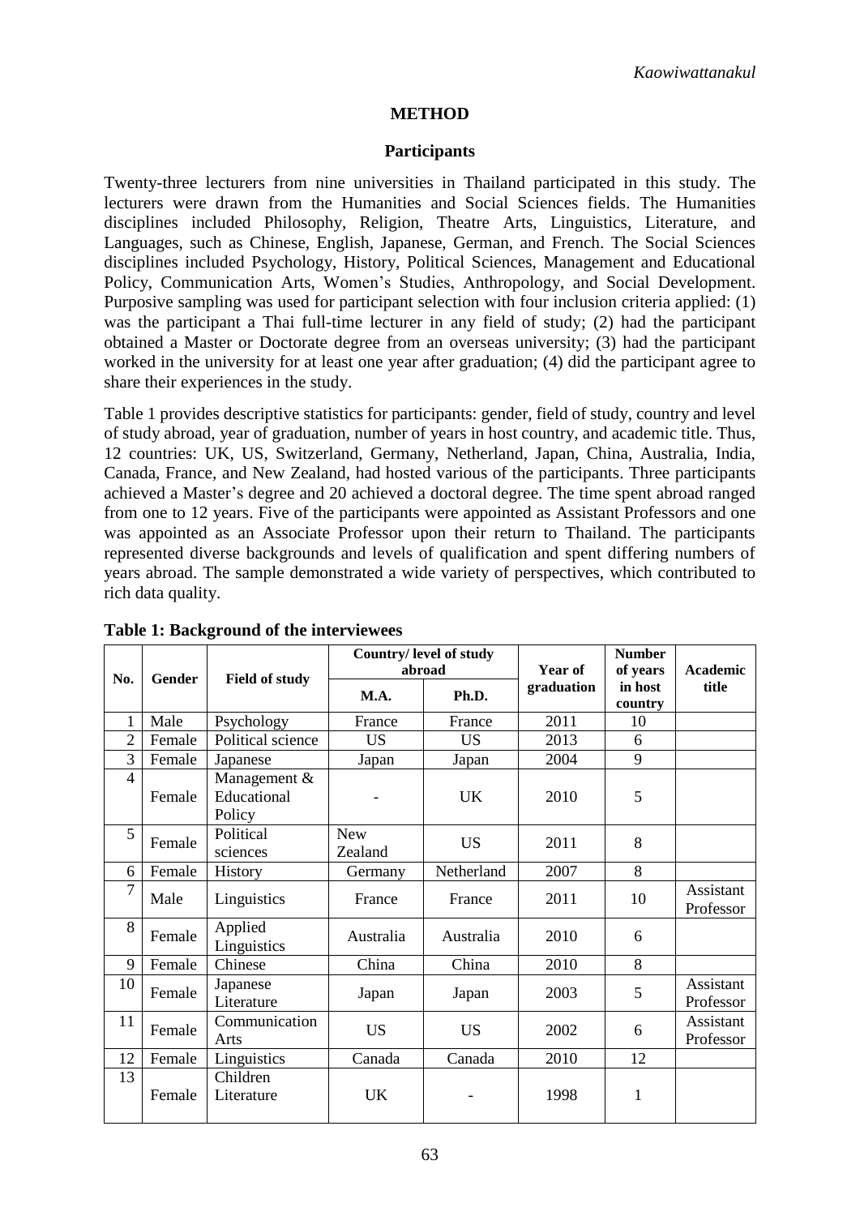## METHOD

### Participants

Twenty-three lecturers from nine universities in Thailand participated in this study. The lecturers were drawn from the Humanities and Social Sciences fields. The Humanities disciplines included Philosophy, Religion, Theatre Arts, Linguistics, Literature, and Languages, such as Chinese, English, Japanese, German, and French. The Social Sciences disciplines included Psychology, History, Political Sciences, Management and Educational Policy, Communication Arts, Women's Studies, Anthropology, and Social Development. Purposive sampling was used for participant selection with four inclusion criteria applied: (1) was the participant a Thai full-time lecturer in any field of study; (2) had the participant obtained a Master or Doctorate degree from an overseas university; (3) had the participant worked in the university for at least one year after graduation; (4) did the participant agree to share their experiences in the study.

Table 1 provides descriptive statistics for participants: gender, field of study, country and level of study abroad, year of graduation, number of years in host country, and academic title. Thus, 12 countries: UK, US, Switzerland, Germany, Netherland, Japan, China, Australia, India, Canada, France, and New Zealand, had hosted various of the participants. Three participants achieved a Master's degree and 20 achieved a doctoral degree. The time spent abroad ranged from one to 12 years. Five of the participants were appointed as Assistant Professors and one was appointed as an Associate Professor upon their return to Thailand. The participants represented diverse backgrounds and levels of qualification and spent differing numbers of years abroad. The sample demonstrated a wide variety of perspectives, which contributed to rich data quality.

**Table 1: Background of the interviewees**

| No. | Gender | Field of study | Country/ level of study abroad | | Year of graduation | Number of years in host country | Academic title |
|---|---|---|---|---|---|---|---|
| | | | M.A. | Ph.D. | | | |
| 1 | Male | Psychology | France | France | 2011 | 10 | |
| 2 | Female | Political science | US | US | 2013 | 6 | |
| 3 | Female | Japanese | Japan | Japan | 2004 | 9 | |
| 4 | Female | Management & Educational Policy | - | UK | 2010 | 5 | |
| 5 | Female | Political sciences | New Zealand | US | 2011 | 8 | |
| 6 | Female | History | Germany | Netherland | 2007 | 8 | |
| 7 | Male | Linguistics | France | France | 2011 | 10 | Assistant Professor |
| 8 | Female | Applied Linguistics | Australia | Australia | 2010 | 6 | |
| 9 | Female | Chinese | China | China | 2010 | 8 | |
| 10 | Female | Japanese Literature | Japan | Japan | 2003 | 5 | Assistant Professor |
| 11 | Female | Communication Arts | US | US | 2002 | 6 | Assistant Professor |
| 12 | Female | Linguistics | Canada | Canada | 2010 | 12 | |
| 13 | Female | Children Literature | UK | - | 1998 | 1 | |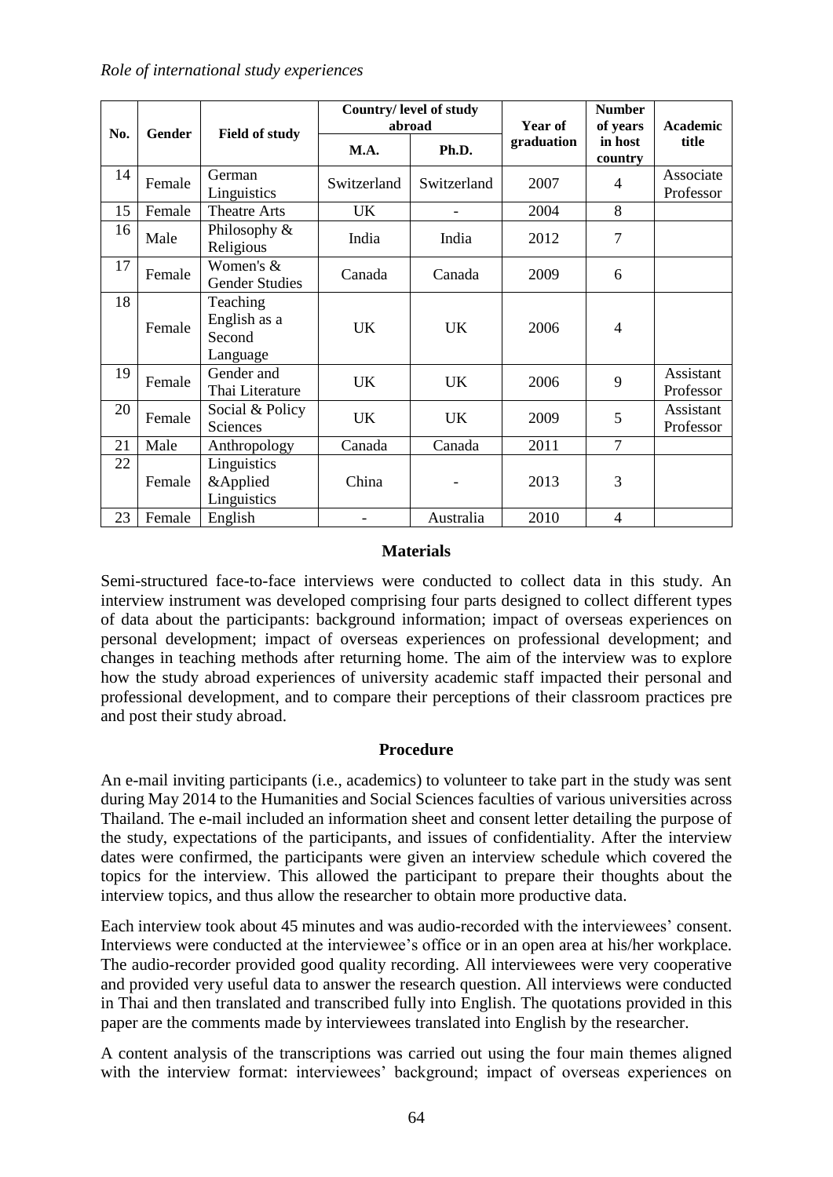| No. | Gender | Field of study | Country/ level of study abroad | | Year of graduation | Number of years in host country | Academic title |
|---|---|---|---|---|---|---|---|
| | | | M.A. | Ph.D. | | | |
| 14 | Female | German Linguistics | Switzerland | Switzerland | 2007 | 4 | Associate Professor |
| 15 | Female | Theatre Arts | UK | - | 2004 | 8 | |
| 16 | Male | Philosophy & Religious | India | India | 2012 | 7 | |
| 17 | Female | Women's & Gender Studies | Canada | Canada | 2009 | 6 | |
| 18 | Female | Teaching English as a Second Language | UK | UK | 2006 | 4 | |
| 19 | Female | Gender and Thai Literature | UK | UK | 2006 | 9 | Assistant Professor |
| 20 | Female | Social & Policy Sciences | UK | UK | 2009 | 5 | Assistant Professor |
| 21 | Male | Anthropology | Canada | Canada | 2011 | 7 | |
| 22 | Female | Linguistics &Applied Linguistics | China | - | 2013 | 3 | |
| 23 | Female | English | - | Australia | 2010 | 4 | |

## Materials

Semi-structured face-to-face interviews were conducted to collect data in this study. An interview instrument was developed comprising four parts designed to collect different types of data about the participants: background information; impact of overseas experiences on personal development; impact of overseas experiences on professional development; and changes in teaching methods after returning home. The aim of the interview was to explore how the study abroad experiences of university academic staff impacted their personal and professional development, and to compare their perceptions of their classroom practices pre and post their study abroad.

## Procedure

An e-mail inviting participants (i.e., academics) to volunteer to take part in the study was sent during May 2014 to the Humanities and Social Sciences faculties of various universities across Thailand. The e-mail included an information sheet and consent letter detailing the purpose of the study, expectations of the participants, and issues of confidentiality. After the interview dates were confirmed, the participants were given an interview schedule which covered the topics for the interview. This allowed the participant to prepare their thoughts about the interview topics, and thus allow the researcher to obtain more productive data.

Each interview took about 45 minutes and was audio-recorded with the interviewees' consent. Interviews were conducted at the interviewee's office or in an open area at his/her workplace. The audio-recorder provided good quality recording. All interviewees were very cooperative and provided very useful data to answer the research question. All interviews were conducted in Thai and then translated and transcribed fully into English. The quotations provided in this paper are the comments made by interviewees translated into English by the researcher.

A content analysis of the transcriptions was carried out using the four main themes aligned with the interview format: interviewees' background; impact of overseas experiences on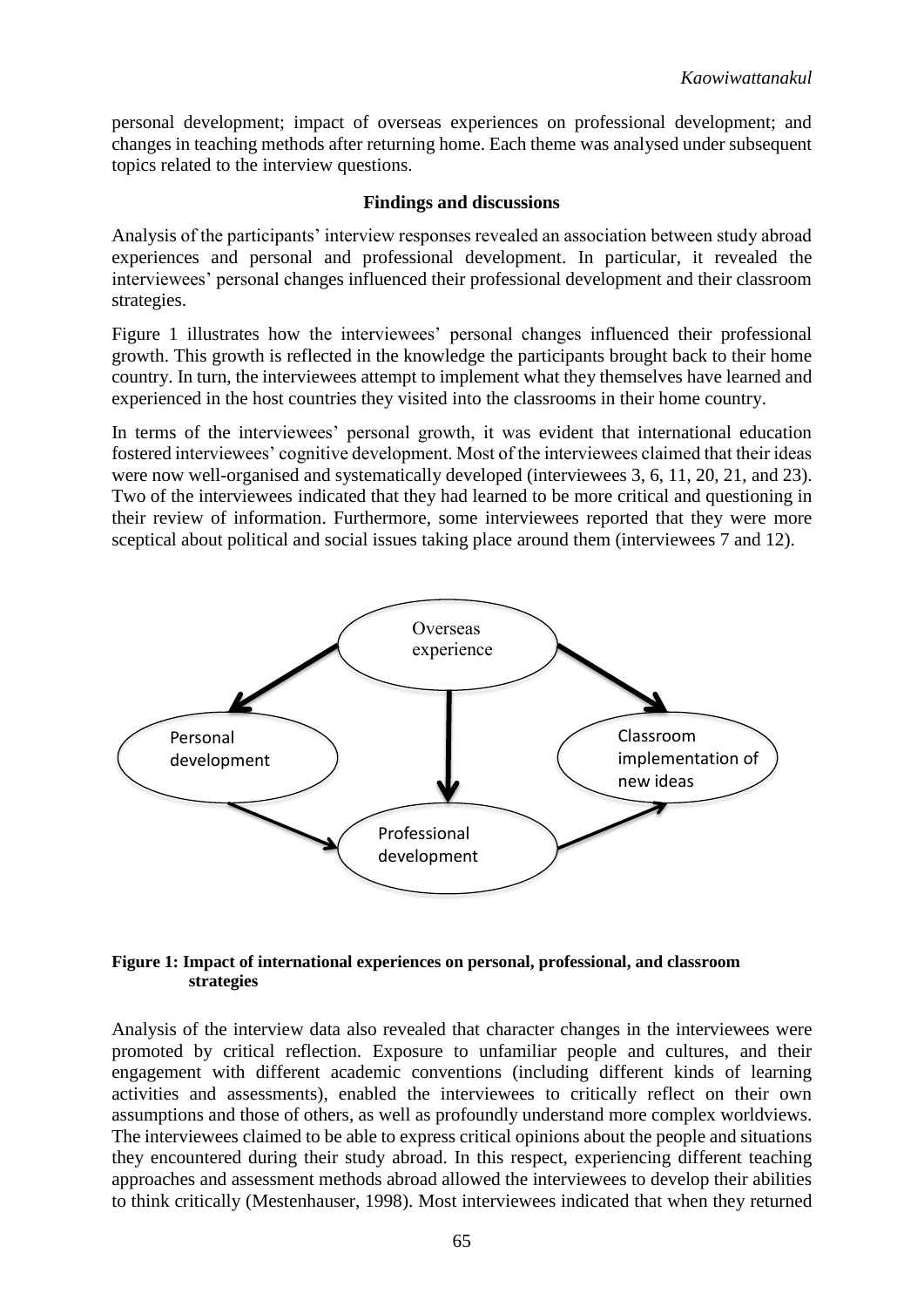personal development; impact of overseas experiences on professional development; and changes in teaching methods after returning home. Each theme was analysed under subsequent topics related to the interview questions.

## Findings and discussions

Analysis of the participants' interview responses revealed an association between study abroad experiences and personal and professional development. In particular, it revealed the interviewees' personal changes influenced their professional development and their classroom strategies.

Figure 1 illustrates how the interviewees' personal changes influenced their professional growth. This growth is reflected in the knowledge the participants brought back to their home country. In turn, the interviewees attempt to implement what they themselves have learned and experienced in the host countries they visited into the classrooms in their home country.

In terms of the interviewees' personal growth, it was evident that international education fostered interviewees' cognitive development. Most of the interviewees claimed that their ideas were now well-organised and systematically developed (interviewees 3, 6, 11, 20, 21, and 23). Two of the interviewees indicated that they had learned to be more critical and questioning in their review of information. Furthermore, some interviewees reported that they were more sceptical about political and social issues taking place around them (interviewees 7 and 12).

Overseas experience

Personal development

Professional development

Classroom implementation of new ideas

**Figure 1: Impact of international experiences on personal, professional, and classroom strategies**

Analysis of the interview data also revealed that character changes in the interviewees were promoted by critical reflection. Exposure to unfamiliar people and cultures, and their engagement with different academic conventions (including different kinds of learning activities and assessments), enabled the interviewees to critically reflect on their own assumptions and those of others, as well as profoundly understand more complex worldviews. The interviewees claimed to be able to express critical opinions about the people and situations they encountered during their study abroad. In this respect, experiencing different teaching approaches and assessment methods abroad allowed the interviewees to develop their abilities to think critically (Mestenhauser, 1998). Most interviewees indicated that when they returned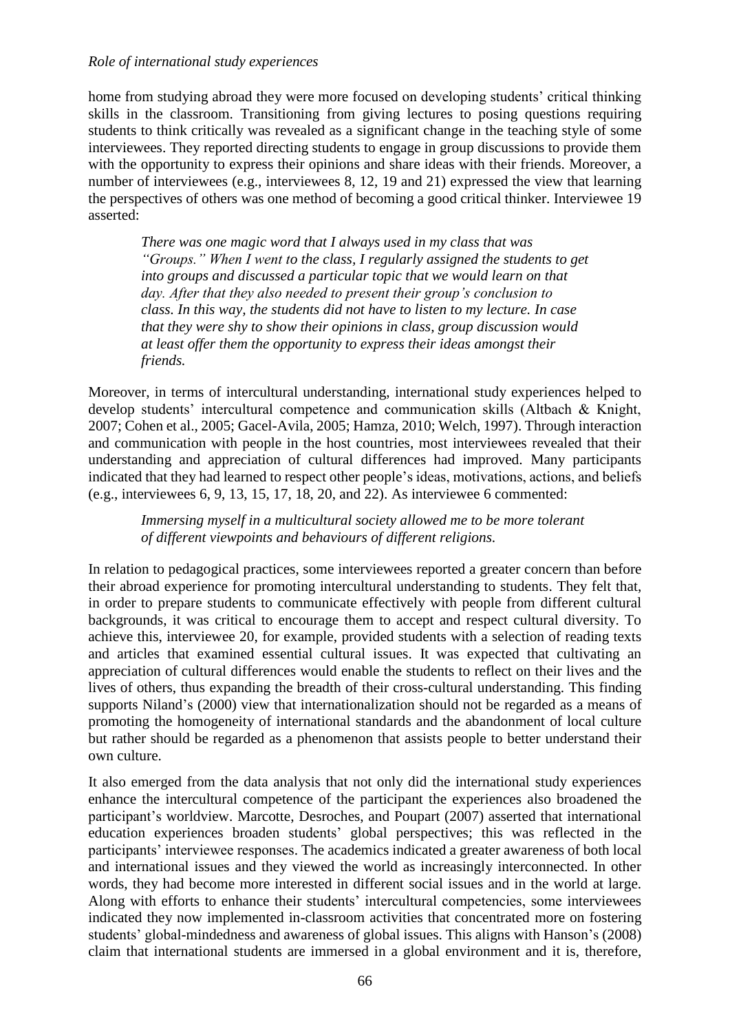home from studying abroad they were more focused on developing students' critical thinking skills in the classroom. Transitioning from giving lectures to posing questions requiring students to think critically was revealed as a significant change in the teaching style of some interviewees. They reported directing students to engage in group discussions to provide them with the opportunity to express their opinions and share ideas with their friends. Moreover, a number of interviewees (e.g., interviewees 8, 12, 19 and 21) expressed the view that learning the perspectives of others was one method of becoming a good critical thinker. Interviewee 19 asserted:

> *There was one magic word that I always used in my class that was "Groups." When I went to the class, I regularly assigned the students to get into groups and discussed a particular topic that we would learn on that day. After that they also needed to present their group's conclusion to class. In this way, the students did not have to listen to my lecture. In case that they were shy to show their opinions in class, group discussion would at least offer them the opportunity to express their ideas amongst their friends.*

Moreover, in terms of intercultural understanding, international study experiences helped to develop students' intercultural competence and communication skills (Altbach & Knight, 2007; Cohen et al., 2005; Gacel-Avila, 2005; Hamza, 2010; Welch, 1997). Through interaction and communication with people in the host countries, most interviewees revealed that their understanding and appreciation of cultural differences had improved. Many participants indicated that they had learned to respect other people's ideas, motivations, actions, and beliefs (e.g., interviewees 6, 9, 13, 15, 17, 18, 20, and 22). As interviewee 6 commented:

> *Immersing myself in a multicultural society allowed me to be more tolerant of different viewpoints and behaviours of different religions.*

In relation to pedagogical practices, some interviewees reported a greater concern than before their abroad experience for promoting intercultural understanding to students. They felt that, in order to prepare students to communicate effectively with people from different cultural backgrounds, it was critical to encourage them to accept and respect cultural diversity. To achieve this, interviewee 20, for example, provided students with a selection of reading texts and articles that examined essential cultural issues. It was expected that cultivating an appreciation of cultural differences would enable the students to reflect on their lives and the lives of others, thus expanding the breadth of their cross-cultural understanding. This finding supports Niland's (2000) view that internationalization should not be regarded as a means of promoting the homogeneity of international standards and the abandonment of local culture but rather should be regarded as a phenomenon that assists people to better understand their own culture.

It also emerged from the data analysis that not only did the international study experiences enhance the intercultural competence of the participant the experiences also broadened the participant's worldview. Marcotte, Desroches, and Poupart (2007) asserted that international education experiences broaden students' global perspectives; this was reflected in the participants' interviewee responses. The academics indicated a greater awareness of both local and international issues and they viewed the world as increasingly interconnected. In other words, they had become more interested in different social issues and in the world at large. Along with efforts to enhance their students' intercultural competencies, some interviewees indicated they now implemented in-classroom activities that concentrated more on fostering students' global-mindedness and awareness of global issues. This aligns with Hanson's (2008) claim that international students are immersed in a global environment and it is, therefore,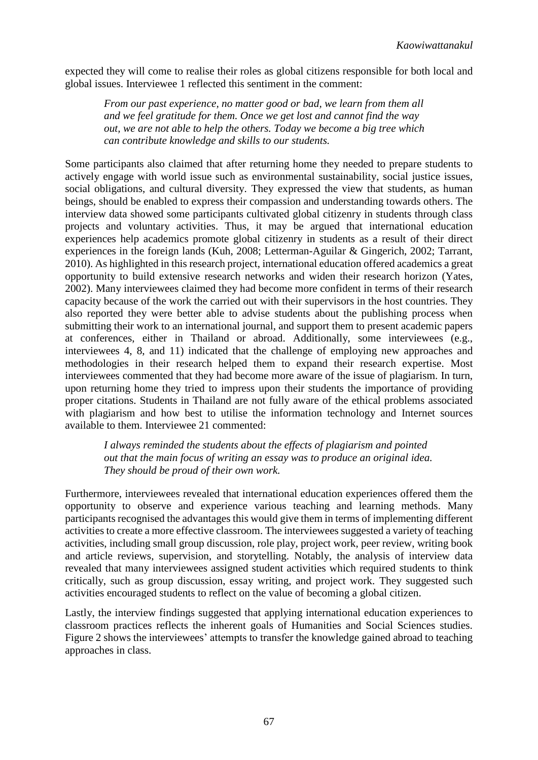expected they will come to realise their roles as global citizens responsible for both local and global issues. Interviewee 1 reflected this sentiment in the comment:

> *From our past experience, no matter good or bad, we learn from them all and we feel gratitude for them. Once we get lost and cannot find the way out, we are not able to help the others. Today we become a big tree which can contribute knowledge and skills to our students.*

Some participants also claimed that after returning home they needed to prepare students to actively engage with world issue such as environmental sustainability, social justice issues, social obligations, and cultural diversity. They expressed the view that students, as human beings, should be enabled to express their compassion and understanding towards others. The interview data showed some participants cultivated global citizenry in students through class projects and voluntary activities. Thus, it may be argued that international education experiences help academics promote global citizenry in students as a result of their direct experiences in the foreign lands (Kuh, 2008; Letterman-Aguilar & Gingerich, 2002; Tarrant, 2010). As highlighted in this research project, international education offered academics a great opportunity to build extensive research networks and widen their research horizon (Yates, 2002). Many interviewees claimed they had become more confident in terms of their research capacity because of the work the carried out with their supervisors in the host countries. They also reported they were better able to advise students about the publishing process when submitting their work to an international journal, and support them to present academic papers at conferences, either in Thailand or abroad. Additionally, some interviewees (e.g., interviewees 4, 8, and 11) indicated that the challenge of employing new approaches and methodologies in their research helped them to expand their research expertise. Most interviewees commented that they had become more aware of the issue of plagiarism. In turn, upon returning home they tried to impress upon their students the importance of providing proper citations. Students in Thailand are not fully aware of the ethical problems associated with plagiarism and how best to utilise the information technology and Internet sources available to them. Interviewee 21 commented:

> *I always reminded the students about the effects of plagiarism and pointed out that the main focus of writing an essay was to produce an original idea. They should be proud of their own work.*

Furthermore, interviewees revealed that international education experiences offered them the opportunity to observe and experience various teaching and learning methods. Many participants recognised the advantages this would give them in terms of implementing different activities to create a more effective classroom. The interviewees suggested a variety of teaching activities, including small group discussion, role play, project work, peer review, writing book and article reviews, supervision, and storytelling. Notably, the analysis of interview data revealed that many interviewees assigned student activities which required students to think critically, such as group discussion, essay writing, and project work. They suggested such activities encouraged students to reflect on the value of becoming a global citizen.

Lastly, the interview findings suggested that applying international education experiences to classroom practices reflects the inherent goals of Humanities and Social Sciences studies. Figure 2 shows the interviewees' attempts to transfer the knowledge gained abroad to teaching approaches in class.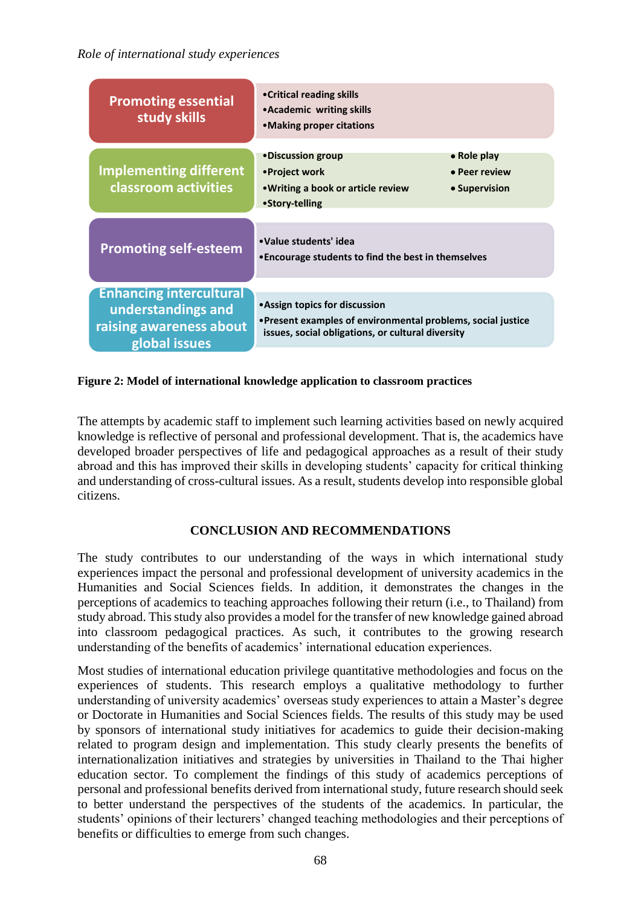**Promoting essential study skills**

- Critical reading skills
- Academic writing skills
- Making proper citations

**Implementing different classroom activities**

- Discussion group
- Project work
- Writing a book or article review
- Story-telling
- Role play
- Peer review
- Supervision

**Promoting self-esteem**

- Value students' idea
- Encourage students to find the best in themselves

**Enhancing intercultural understandings and raising awareness about global issues**

- Assign topics for discussion
- Present examples of environmental problems, social justice issues, social obligations, or cultural diversity

**Figure 2: Model of international knowledge application to classroom practices**

The attempts by academic staff to implement such learning activities based on newly acquired knowledge is reflective of personal and professional development. That is, the academics have developed broader perspectives of life and pedagogical approaches as a result of their study abroad and this has improved their skills in developing students' capacity for critical thinking and understanding of cross-cultural issues. As a result, students develop into responsible global citizens.

## CONCLUSION AND RECOMMENDATIONS

The study contributes to our understanding of the ways in which international study experiences impact the personal and professional development of university academics in the Humanities and Social Sciences fields. In addition, it demonstrates the changes in the perceptions of academics to teaching approaches following their return (i.e., to Thailand) from study abroad. This study also provides a model for the transfer of new knowledge gained abroad into classroom pedagogical practices. As such, it contributes to the growing research understanding of the benefits of academics' international education experiences.

Most studies of international education privilege quantitative methodologies and focus on the experiences of students. This research employs a qualitative methodology to further understanding of university academics' overseas study experiences to attain a Master's degree or Doctorate in Humanities and Social Sciences fields. The results of this study may be used by sponsors of international study initiatives for academics to guide their decision-making related to program design and implementation. This study clearly presents the benefits of internationalization initiatives and strategies by universities in Thailand to the Thai higher education sector. To complement the findings of this study of academics perceptions of personal and professional benefits derived from international study, future research should seek to better understand the perspectives of the students of the academics. In particular, the students' opinions of their lecturers' changed teaching methodologies and their perceptions of benefits or difficulties to emerge from such changes.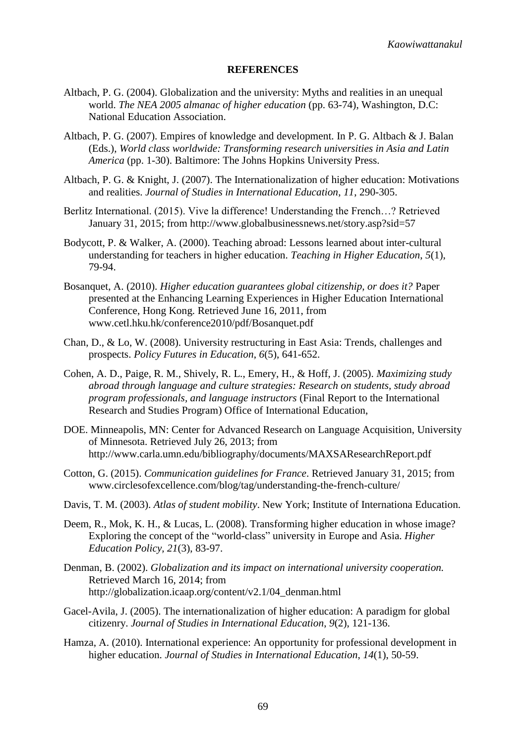**REFERENCES**

Altbach, P. G. (2004). Globalization and the university: Myths and realities in an unequal world. *The NEA 2005 almanac of higher education* (pp. 63-74), Washington, D.C: National Education Association.

Altbach, P. G. (2007). Empires of knowledge and development. In P. G. Altbach & J. Balan (Eds.), *World class worldwide: Transforming research universities in Asia and Latin America* (pp. 1-30). Baltimore: The Johns Hopkins University Press.

Altbach, P. G. & Knight, J. (2007). The Internationalization of higher education: Motivations and realities. *Journal of Studies in International Education*, *11*, 290-305.

Berlitz International. (2015). Vive la difference! Understanding the French…? Retrieved January 31, 2015; from http://www.globalbusinessnews.net/story.asp?sid=57

Bodycott, P. & Walker, A. (2000). Teaching abroad: Lessons learned about inter-cultural understanding for teachers in higher education. *Teaching in Higher Education*, *5*(1), 79-94.

Bosanquet, A. (2010). *Higher education guarantees global citizenship, or does it?* Paper presented at the Enhancing Learning Experiences in Higher Education International Conference, Hong Kong. Retrieved June 16, 2011, from www.cetl.hku.hk/conference2010/pdf/Bosanquet.pdf

Chan, D., & Lo, W. (2008). University restructuring in East Asia: Trends, challenges and prospects. *Policy Futures in Education*, *6*(5), 641-652.

Cohen, A. D., Paige, R. M., Shively, R. L., Emery, H., & Hoff, J. (2005). *Maximizing study abroad through language and culture strategies: Research on students, study abroad program professionals, and language instructors* (Final Report to the International Research and Studies Program) Office of International Education,

DOE. Minneapolis, MN: Center for Advanced Research on Language Acquisition, University of Minnesota. Retrieved July 26, 2013; from http://www.carla.umn.edu/bibliography/documents/MAXSAResearchReport.pdf

Cotton, G. (2015). *Communication guidelines for France*. Retrieved January 31, 2015; from www.circlesofexcellence.com/blog/tag/understanding-the-french-culture/

Davis, T. M. (2003). *Atlas of student mobility*. New York; Institute of Internationa Education.

Deem, R., Mok, K. H., & Lucas, L. (2008). Transforming higher education in whose image? Exploring the concept of the "world-class" university in Europe and Asia. *Higher Education Policy, 21*(3), 83-97.

Denman, B. (2002). *Globalization and its impact on international university cooperation.* Retrieved March 16, 2014; from http://globalization.icaap.org/content/v2.1/04_denman.html

Gacel-Avila, J. (2005). The internationalization of higher education: A paradigm for global citizenry. *Journal of Studies in International Education*, *9*(2), 121-136.

Hamza, A. (2010). International experience: An opportunity for professional development in higher education. *Journal of Studies in International Education, 14*(1), 50-59.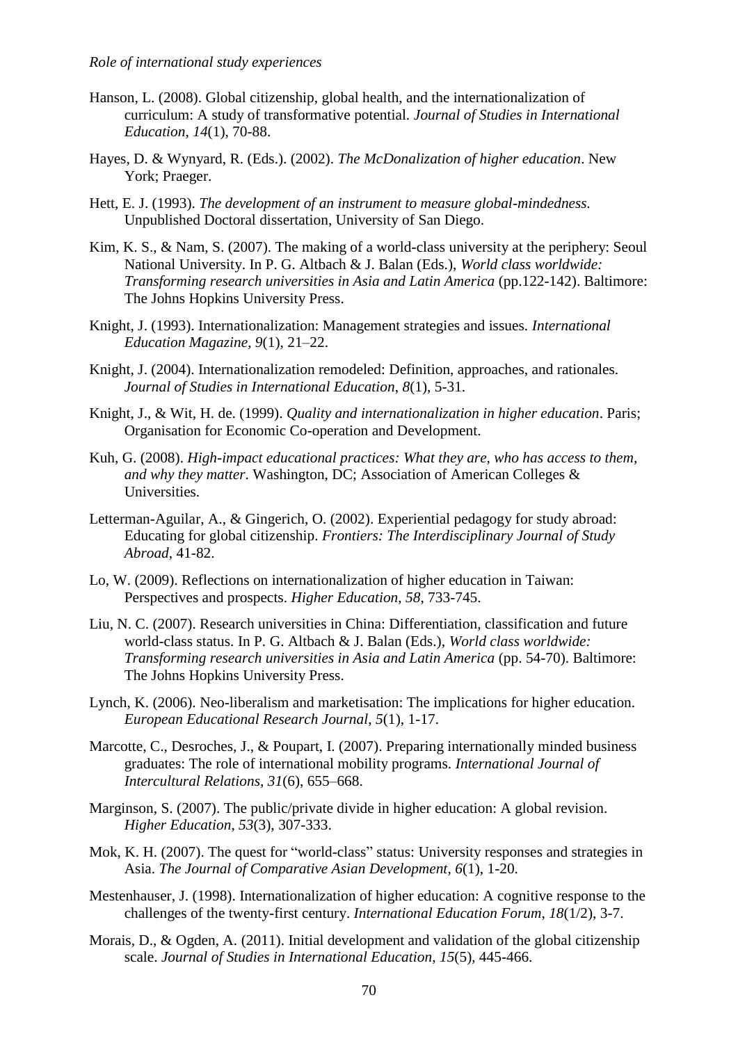Hanson, L. (2008). Global citizenship, global health, and the internationalization of curriculum: A study of transformative potential. *Journal of Studies in International Education*, *14*(1), 70-88.

Hayes, D. & Wynyard, R. (Eds.). (2002). *The McDonalization of higher education*. New York; Praeger.

Hett, E. J. (1993). *The development of an instrument to measure global-mindedness.* Unpublished Doctoral dissertation, University of San Diego.

Kim, K. S., & Nam, S. (2007). The making of a world-class university at the periphery: Seoul National University. In P. G. Altbach & J. Balan (Eds.), *World class worldwide: Transforming research universities in Asia and Latin America* (pp.122-142). Baltimore: The Johns Hopkins University Press.

Knight, J. (1993). Internationalization: Management strategies and issues. *International Education Magazine*, *9*(1), 21–22.

Knight, J. (2004). Internationalization remodeled: Definition, approaches, and rationales. *Journal of Studies in International Education*, *8*(1), 5-31.

Knight, J., & Wit, H. de. (1999). *Quality and internationalization in higher education*. Paris; Organisation for Economic Co-operation and Development.

Kuh, G. (2008). *High-impact educational practices: What they are, who has access to them, and why they matter.* Washington, DC; Association of American Colleges & Universities.

Letterman-Aguilar, A., & Gingerich, O. (2002). Experiential pedagogy for study abroad: Educating for global citizenship. *Frontiers: The Interdisciplinary Journal of Study Abroad*, 41-82.

Lo, W. (2009). Reflections on internationalization of higher education in Taiwan: Perspectives and prospects. *Higher Education*, *58*, 733-745.

Liu, N. C. (2007). Research universities in China: Differentiation, classification and future world-class status. In P. G. Altbach & J. Balan (Eds.), *World class worldwide: Transforming research universities in Asia and Latin America* (pp. 54-70). Baltimore: The Johns Hopkins University Press.

Lynch, K. (2006). Neo-liberalism and marketisation: The implications for higher education. *European Educational Research Journal*, *5*(1), 1-17.

Marcotte, C., Desroches, J., & Poupart, I. (2007). Preparing internationally minded business graduates: The role of international mobility programs. *International Journal of Intercultural Relations*, *31*(6), 655–668.

Marginson, S. (2007). The public/private divide in higher education: A global revision. *Higher Education*, *53*(3), 307-333.

Mok, K. H. (2007). The quest for "world-class" status: University responses and strategies in Asia. *The Journal of Comparative Asian Development*, *6*(1), 1-20.

Mestenhauser, J. (1998). Internationalization of higher education: A cognitive response to the challenges of the twenty-first century. *International Education Forum*, *18*(1/2), 3-7.

Morais, D., & Ogden, A. (2011). Initial development and validation of the global citizenship scale. *Journal of Studies in International Education, 15*(5), 445-466.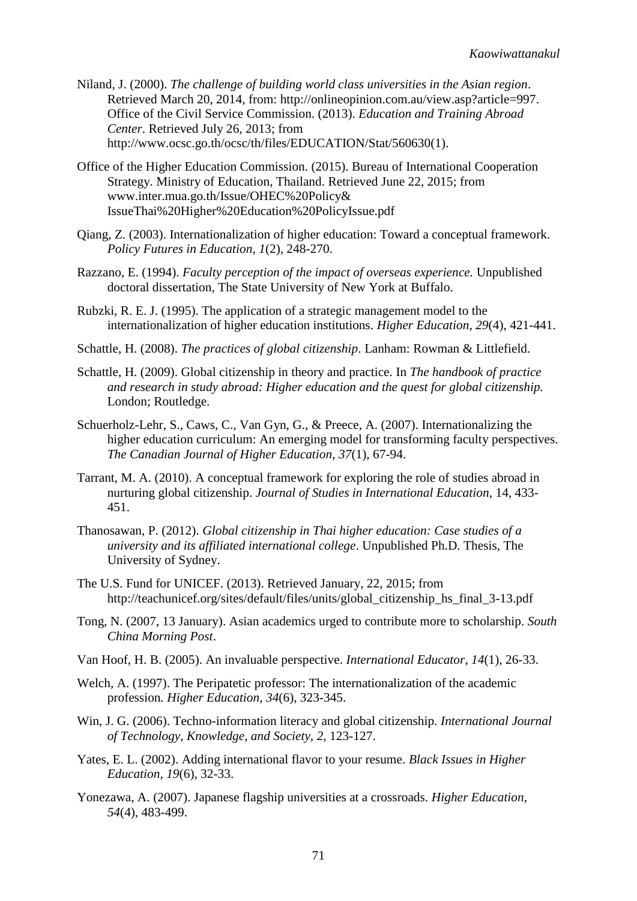Niland, J. (2000). *The challenge of building world class universities in the Asian region*. Retrieved March 20, 2014, from: http://onlineopinion.com.au/view.asp?article=997. Office of the Civil Service Commission. (2013). *Education and Training Abroad Center*. Retrieved July 26, 2013; from http://www.ocsc.go.th/ocsc/th/files/EDUCATION/Stat/560630(1).

Office of the Higher Education Commission. (2015). Bureau of International Cooperation Strategy. Ministry of Education, Thailand. Retrieved June 22, 2015; from www.inter.mua.go.th/Issue/OHEC%20Policy& IssueThai%20Higher%20Education%20PolicyIssue.pdf

Qiang, Z. (2003). Internationalization of higher education: Toward a conceptual framework. *Policy Futures in Education*, *1*(2), 248-270.

Razzano, E. (1994). *Faculty perception of the impact of overseas experience.* Unpublished doctoral dissertation, The State University of New York at Buffalo.

Rubzki, R. E. J. (1995). The application of a strategic management model to the internationalization of higher education institutions. *Higher Education*, *29*(4), 421-441.

Schattle, H. (2008). *The practices of global citizenship*. Lanham: Rowman & Littlefield.

Schattle, H. (2009). Global citizenship in theory and practice. In *The handbook of practice and research in study abroad: Higher education and the quest for global citizenship.* London; Routledge.

Schuerholz-Lehr, S., Caws, C., Van Gyn, G., & Preece, A. (2007). Internationalizing the higher education curriculum: An emerging model for transforming faculty perspectives. *The Canadian Journal of Higher Education*, *37*(1), 67-94.

Tarrant, M. A. (2010). A conceptual framework for exploring the role of studies abroad in nurturing global citizenship. *Journal of Studies in International Education*, 14, 433-451.

Thanosawan, P. (2012). *Global citizenship in Thai higher education: Case studies of a university and its affiliated international college*. Unpublished Ph.D. Thesis, The University of Sydney.

The U.S. Fund for UNICEF. (2013). Retrieved January, 22, 2015; from http://teachunicef.org/sites/default/files/units/global_citizenship_hs_final_3-13.pdf

Tong, N. (2007, 13 January). Asian academics urged to contribute more to scholarship. *South China Morning Post*.

Van Hoof, H. B. (2005). An invaluable perspective. *International Educator*, *14*(1), 26-33.

Welch, A. (1997). The Peripatetic professor: The internationalization of the academic profession. *Higher Education*, *34*(6), 323-345.

Win, J. G. (2006). Techno-information literacy and global citizenship. *International Journal of Technology, Knowledge, and Society*, *2*, 123-127.

Yates, E. L. (2002). Adding international flavor to your resume. *Black Issues in Higher Education*, *19*(6), 32-33.

Yonezawa, A. (2007). Japanese flagship universities at a crossroads. *Higher Education*, *54*(4), 483-499.